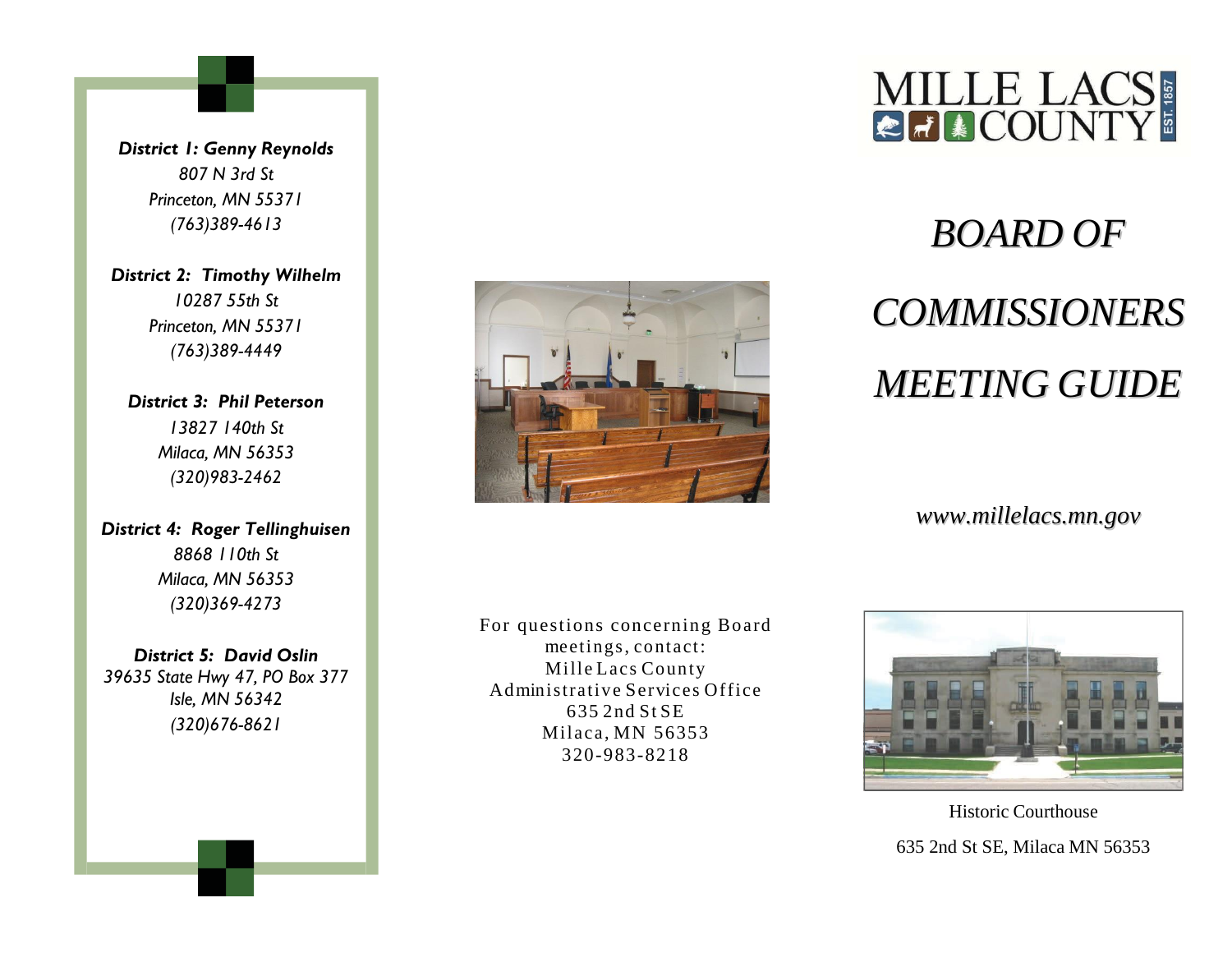***District 1: Genny Reynolds***
*807 N 3rd St*
*Princeton, MN 55371*
*(763)389-4613*

***District 2: Timothy Wilhelm***
*10287 55th St*
*Princeton, MN 55371*
*(763)389-4449*

***District 3: Phil Peterson***
*13827 140th St*
*Milaca, MN 56353*
*(320)983-2462*

***District 4: Roger Tellinghuisen***
*8868 110th St*
*Milaca, MN 56353*
*(320)369-4273*

***District 5: David Oslin***
*39635 State Hwy 47, PO Box 377*
*Isle, MN 56342*
*(320)676-8621*

For questions concerning Board meetings, contact:
Mille Lacs County
Administrative Services Office
635 2nd St SE
Milaca, MN 56353
320-983-8218

MILLE LACS COUNTY
EST. 1857

# *BOARD OF COMMISSIONERS MEETING GUIDE*

*www.millelacs.mn.gov*

Historic Courthouse

635 2nd St SE, Milaca MN 56353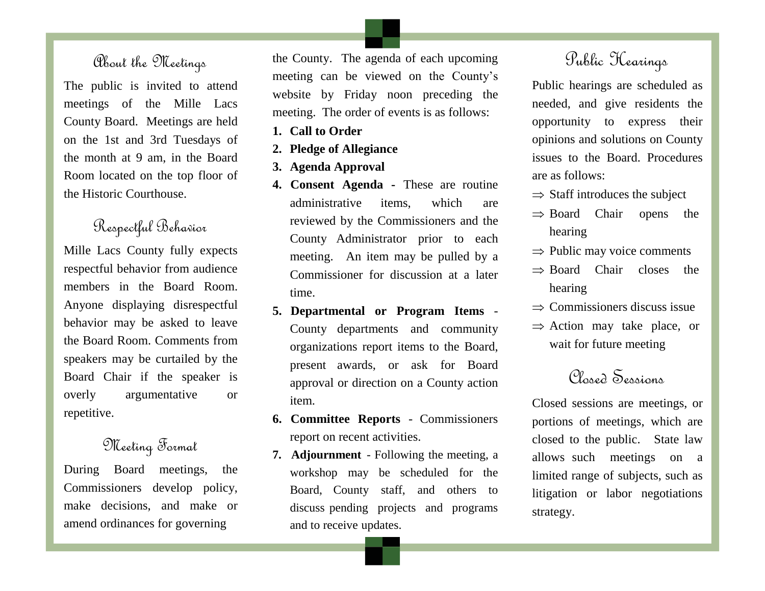## About the Meetings

The public is invited to attend meetings of the Mille Lacs County Board. Meetings are held on the 1st and 3rd Tuesdays of the month at 9 am, in the Board Room located on the top floor of the Historic Courthouse.

## Respectful Behavior

Mille Lacs County fully expects respectful behavior from audience members in the Board Room. Anyone displaying disrespectful behavior may be asked to leave the Board Room. Comments from speakers may be curtailed by the Board Chair if the speaker is overly argumentative or repetitive.

## Meeting Format

During Board meetings, the Commissioners develop policy, make decisions, and make or amend ordinances for governing the County. The agenda of each upcoming meeting can be viewed on the County's website by Friday noon preceding the meeting. The order of events is as follows:

1. **Call to Order**
2. **Pledge of Allegiance**
3. **Agenda Approval**
4. **Consent Agenda -** These are routine administrative items, which are reviewed by the Commissioners and the County Administrator prior to each meeting. An item may be pulled by a Commissioner for discussion at a later time.
5. **Departmental or Program Items** - County departments and community organizations report items to the Board, present awards, or ask for Board approval or direction on a County action item.
6. **Committee Reports** - Commissioners report on recent activities.
7. **Adjournment** - Following the meeting, a workshop may be scheduled for the Board, County staff, and others to discuss pending projects and programs and to receive updates.

## Public Hearings

Public hearings are scheduled as needed, and give residents the opportunity to express their opinions and solutions on County issues to the Board. Procedures are as follows:

- ⇒ Staff introduces the subject
- ⇒ Board Chair opens the hearing
- ⇒ Public may voice comments
- ⇒ Board Chair closes the hearing
- ⇒ Commissioners discuss issue
- ⇒ Action may take place, or wait for future meeting

## Closed Sessions

Closed sessions are meetings, or portions of meetings, which are closed to the public. State law allows such meetings on a limited range of subjects, such as litigation or labor negotiations strategy.